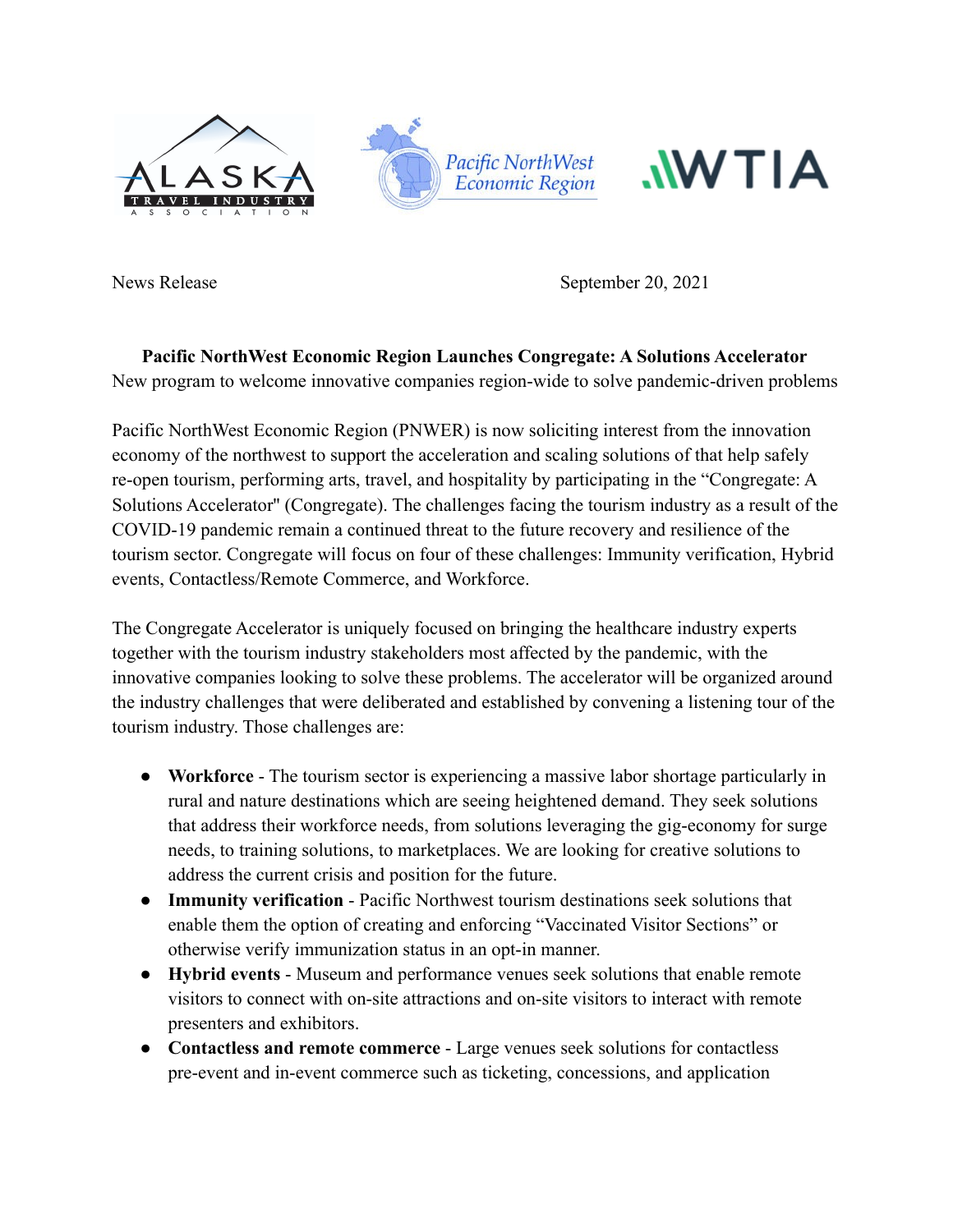News Release September 20, 2021

**Pacific NorthWest Economic Region Launches Congregate: A Solutions Accelerator**

New program to welcome innovative companies region-wide to solve pandemic-driven problems

Pacific NorthWest Economic Region (PNWER) is now soliciting interest from the innovation economy of the northwest to support the acceleration and scaling solutions of that help safely re-open tourism, performing arts, travel, and hospitality by participating in the "Congregate: A Solutions Accelerator" (Congregate). The challenges facing the tourism industry as a result of the COVID-19 pandemic remain a continued threat to the future recovery and resilience of the tourism sector. Congregate will focus on four of these challenges: Immunity verification, Hybrid events, Contactless/Remote Commerce, and Workforce.

The Congregate Accelerator is uniquely focused on bringing the healthcare industry experts together with the tourism industry stakeholders most affected by the pandemic, with the innovative companies looking to solve these problems. The accelerator will be organized around the industry challenges that were deliberated and established by convening a listening tour of the tourism industry. Those challenges are:

- **Workforce** - The tourism sector is experiencing a massive labor shortage particularly in rural and nature destinations which are seeing heightened demand. They seek solutions that address their workforce needs, from solutions leveraging the gig-economy for surge needs, to training solutions, to marketplaces. We are looking for creative solutions to address the current crisis and position for the future.
- **Immunity verification** - Pacific Northwest tourism destinations seek solutions that enable them the option of creating and enforcing "Vaccinated Visitor Sections" or otherwise verify immunization status in an opt-in manner.
- **Hybrid events** - Museum and performance venues seek solutions that enable remote visitors to connect with on-site attractions and on-site visitors to interact with remote presenters and exhibitors.
- **Contactless and remote commerce** - Large venues seek solutions for contactless pre-event and in-event commerce such as ticketing, concessions, and application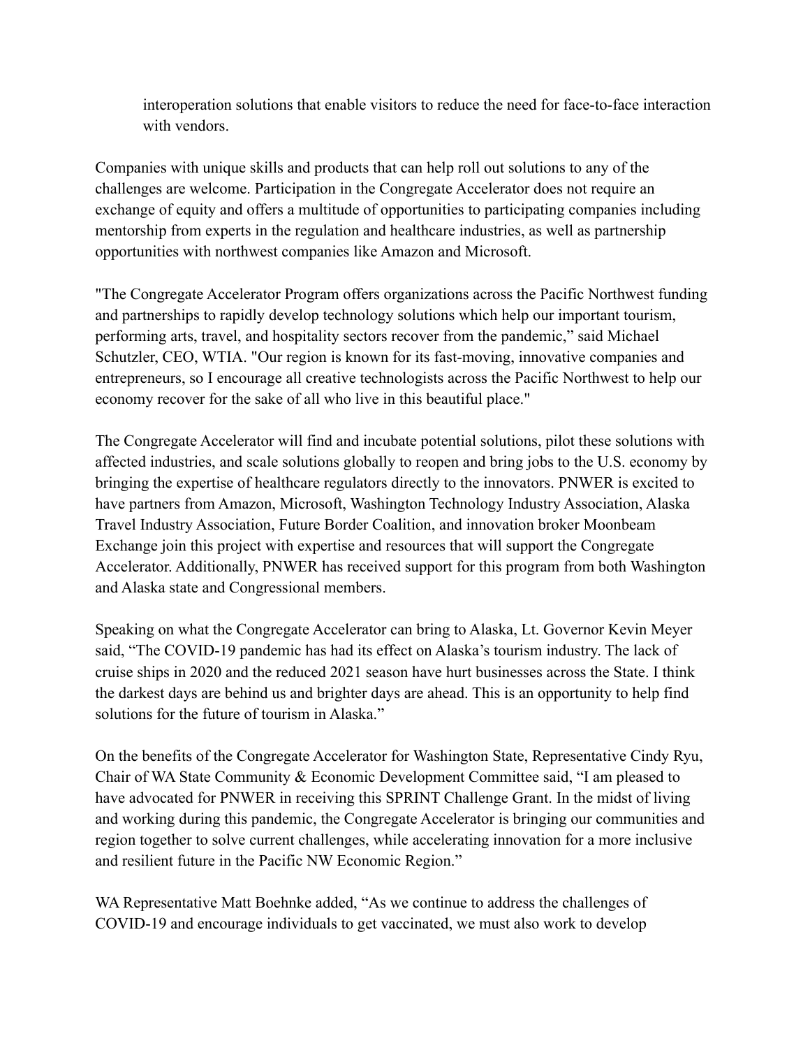interoperation solutions that enable visitors to reduce the need for face-to-face interaction with vendors.

Companies with unique skills and products that can help roll out solutions to any of the challenges are welcome. Participation in the Congregate Accelerator does not require an exchange of equity and offers a multitude of opportunities to participating companies including mentorship from experts in the regulation and healthcare industries, as well as partnership opportunities with northwest companies like Amazon and Microsoft.

"The Congregate Accelerator Program offers organizations across the Pacific Northwest funding and partnerships to rapidly develop technology solutions which help our important tourism, performing arts, travel, and hospitality sectors recover from the pandemic," said Michael Schutzler, CEO, WTIA. "Our region is known for its fast-moving, innovative companies and entrepreneurs, so I encourage all creative technologists across the Pacific Northwest to help our economy recover for the sake of all who live in this beautiful place."

The Congregate Accelerator will find and incubate potential solutions, pilot these solutions with affected industries, and scale solutions globally to reopen and bring jobs to the U.S. economy by bringing the expertise of healthcare regulators directly to the innovators. PNWER is excited to have partners from Amazon, Microsoft, Washington Technology Industry Association, Alaska Travel Industry Association, Future Border Coalition, and innovation broker Moonbeam Exchange join this project with expertise and resources that will support the Congregate Accelerator. Additionally, PNWER has received support for this program from both Washington and Alaska state and Congressional members.

Speaking on what the Congregate Accelerator can bring to Alaska, Lt. Governor Kevin Meyer said, "The COVID-19 pandemic has had its effect on Alaska's tourism industry. The lack of cruise ships in 2020 and the reduced 2021 season have hurt businesses across the State. I think the darkest days are behind us and brighter days are ahead. This is an opportunity to help find solutions for the future of tourism in Alaska."

On the benefits of the Congregate Accelerator for Washington State, Representative Cindy Ryu, Chair of WA State Community & Economic Development Committee said, "I am pleased to have advocated for PNWER in receiving this SPRINT Challenge Grant. In the midst of living and working during this pandemic, the Congregate Accelerator is bringing our communities and region together to solve current challenges, while accelerating innovation for a more inclusive and resilient future in the Pacific NW Economic Region."

WA Representative Matt Boehnke added, "As we continue to address the challenges of COVID-19 and encourage individuals to get vaccinated, we must also work to develop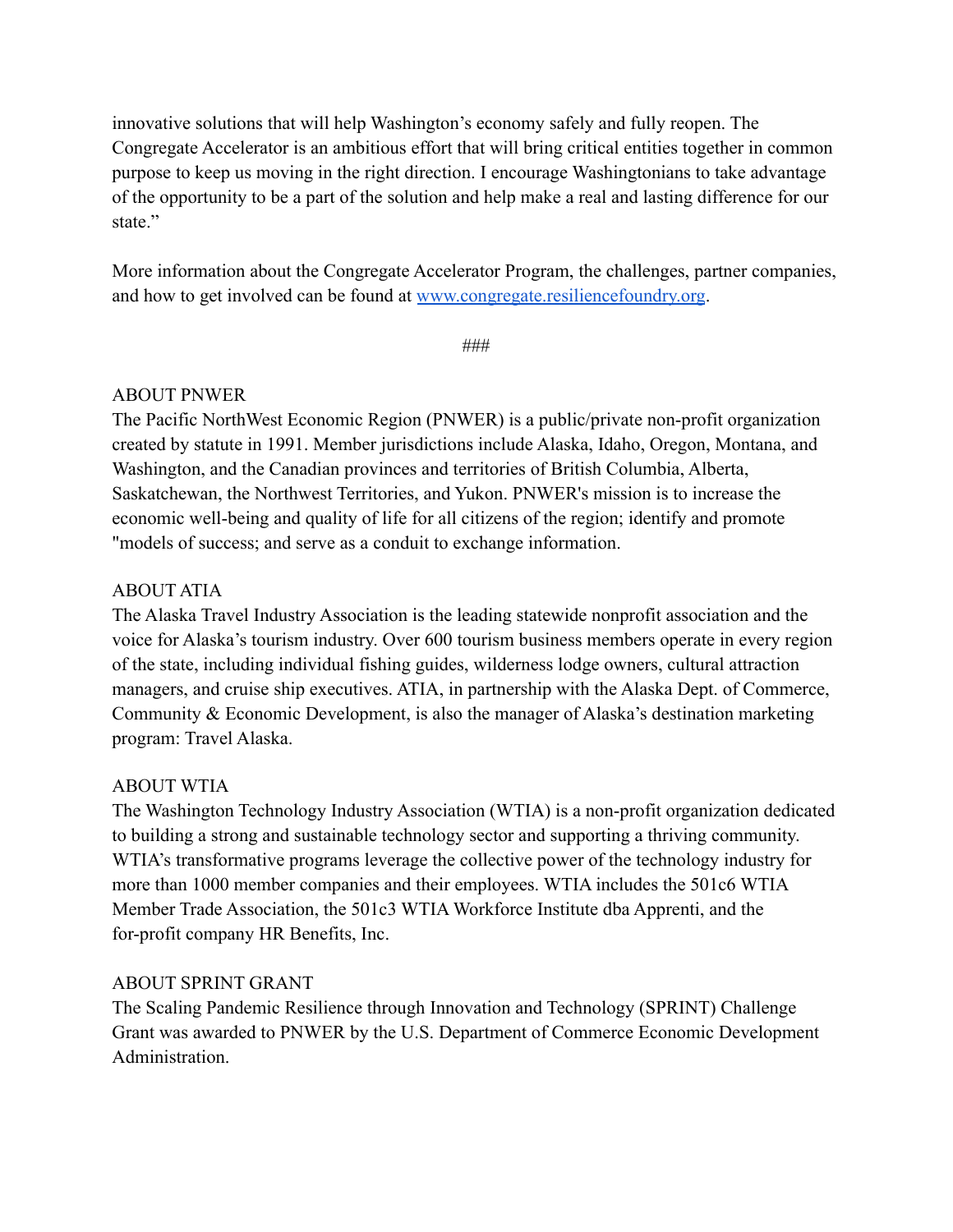innovative solutions that will help Washington's economy safely and fully reopen. The Congregate Accelerator is an ambitious effort that will bring critical entities together in common purpose to keep us moving in the right direction. I encourage Washingtonians to take advantage of the opportunity to be a part of the solution and help make a real and lasting difference for our state."

More information about the Congregate Accelerator Program, the challenges, partner companies, and how to get involved can be found at [www.congregate.resiliencefoundry.org](http://www.congregate.resiliencefoundry.org).

###

ABOUT PNWER

The Pacific NorthWest Economic Region (PNWER) is a public/private non-profit organization created by statute in 1991. Member jurisdictions include Alaska, Idaho, Oregon, Montana, and Washington, and the Canadian provinces and territories of British Columbia, Alberta, Saskatchewan, the Northwest Territories, and Yukon. PNWER's mission is to increase the economic well-being and quality of life for all citizens of the region; identify and promote "models of success; and serve as a conduit to exchange information.

ABOUT ATIA

The Alaska Travel Industry Association is the leading statewide nonprofit association and the voice for Alaska's tourism industry. Over 600 tourism business members operate in every region of the state, including individual fishing guides, wilderness lodge owners, cultural attraction managers, and cruise ship executives. ATIA, in partnership with the Alaska Dept. of Commerce, Community & Economic Development, is also the manager of Alaska's destination marketing program: Travel Alaska.

ABOUT WTIA

The Washington Technology Industry Association (WTIA) is a non-profit organization dedicated to building a strong and sustainable technology sector and supporting a thriving community. WTIA's transformative programs leverage the collective power of the technology industry for more than 1000 member companies and their employees. WTIA includes the 501c6 WTIA Member Trade Association, the 501c3 WTIA Workforce Institute dba Apprenti, and the for-profit company HR Benefits, Inc.

ABOUT SPRINT GRANT

The Scaling Pandemic Resilience through Innovation and Technology (SPRINT) Challenge Grant was awarded to PNWER by the U.S. Department of Commerce Economic Development Administration.